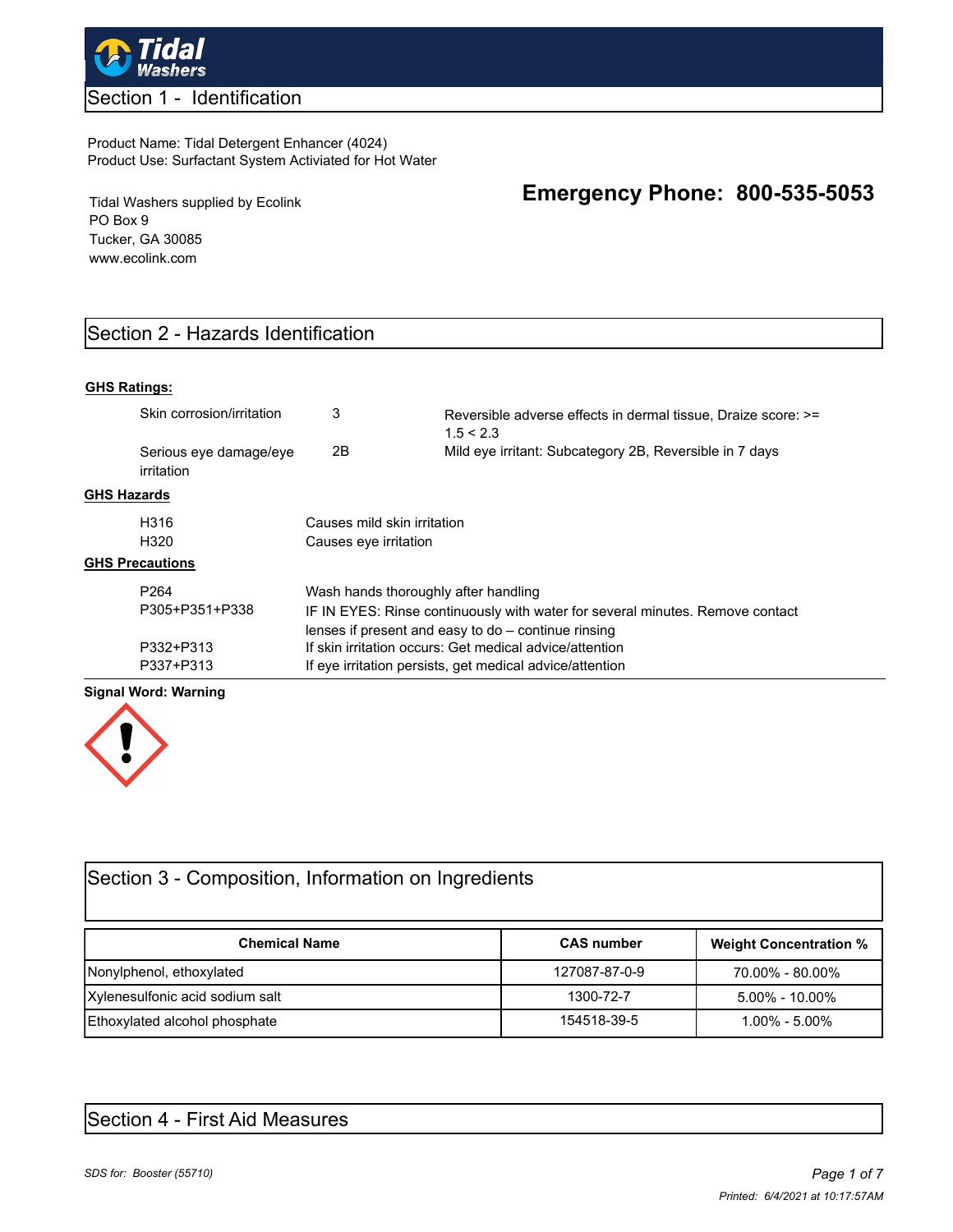**Tidal Washers**

# Section 1 - Identification

Product Name: Tidal Detergent Enhancer (4024)
Product Use: Surfactant System Activiated for Hot Water

Tidal Washers supplied by Ecolink
PO Box 9
Tucker, GA 30085
www.ecolink.com

**Emergency Phone: 800-535-5053**

# Section 2 - Hazards Identification

**GHS Ratings:**

| | | |
|---|---|---|
| Skin corrosion/irritation | 3 | Reversible adverse effects in dermal tissue, Draize score: >= 1.5 < 2.3 |
| Serious eye damage/eye irritation | 2B | Mild eye irritant: Subcategory 2B, Reversible in 7 days |

**GHS Hazards**

| | |
|---|---|
| H316 | Causes mild skin irritation |
| H320 | Causes eye irritation |

**GHS Precautions**

| | |
|---|---|
| P264 | Wash hands thoroughly after handling |
| P305+P351+P338 | IF IN EYES: Rinse continuously with water for several minutes. Remove contact lenses if present and easy to do – continue rinsing |
| P332+P313 | If skin irritation occurs: Get medical advice/attention |
| P337+P313 | If eye irritation persists, get medical advice/attention |

**Signal Word: Warning**

# Section 3 - Composition, Information on Ingredients

| Chemical Name | CAS number | Weight Concentration % |
|---|---|---|
| Nonylphenol, ethoxylated | 127087-87-0-9 | 70.00% - 80.00% |
| Xylenesulfonic acid sodium salt | 1300-72-7 | 5.00% - 10.00% |
| Ethoxylated alcohol phosphate | 154518-39-5 | 1.00% - 5.00% |

# Section 4 - First Aid Measures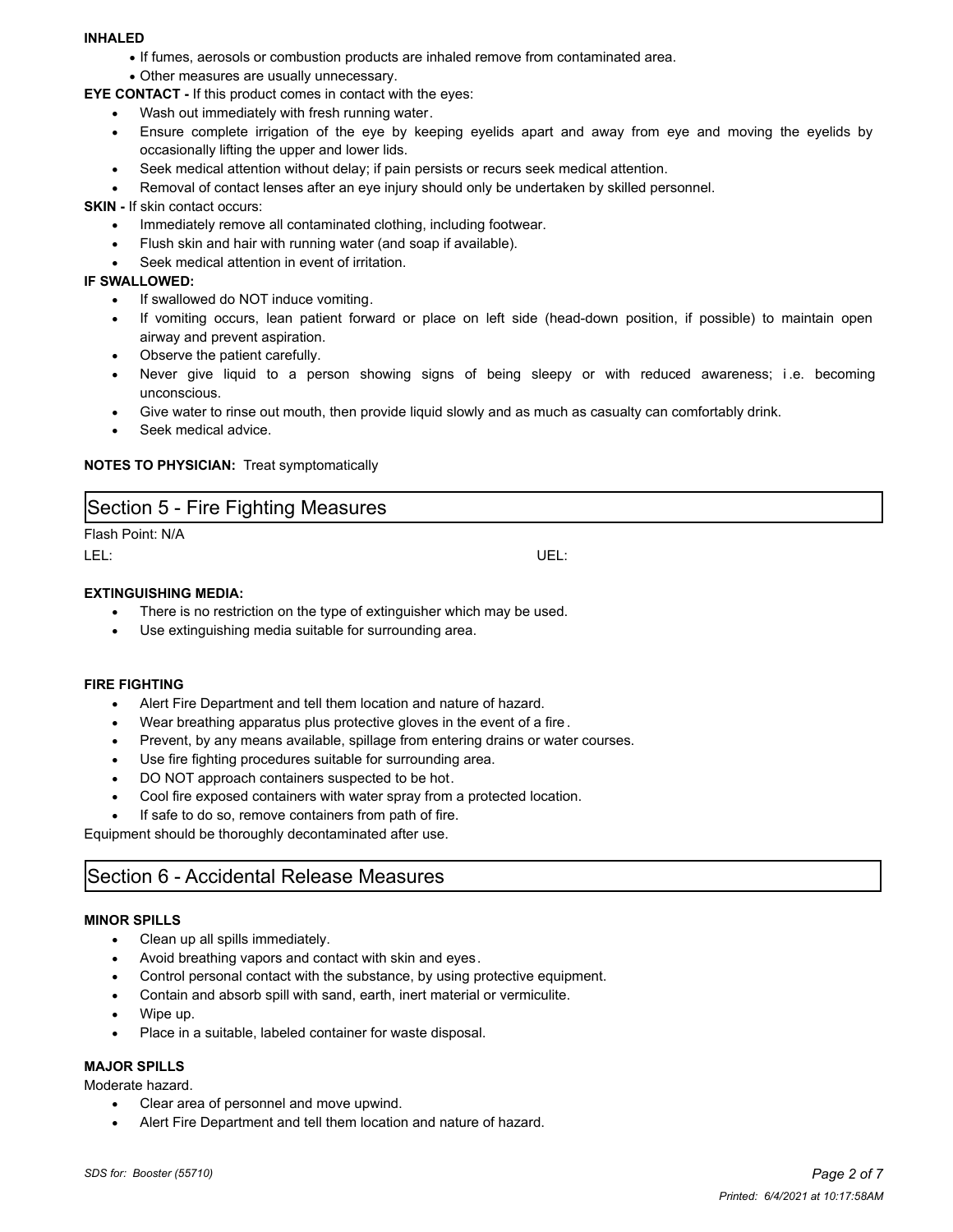**INHALED**

- If fumes, aerosols or combustion products are inhaled remove from contaminated area.
- Other measures are usually unnecessary.

**EYE CONTACT -** If this product comes in contact with the eyes:

- Wash out immediately with fresh running water.
- Ensure complete irrigation of the eye by keeping eyelids apart and away from eye and moving the eyelids by occasionally lifting the upper and lower lids.
- Seek medical attention without delay; if pain persists or recurs seek medical attention.
- Removal of contact lenses after an eye injury should only be undertaken by skilled personnel.

**SKIN -** If skin contact occurs:

- Immediately remove all contaminated clothing, including footwear.
- Flush skin and hair with running water (and soap if available).
- Seek medical attention in event of irritation.

**IF SWALLOWED:**

- If swallowed do NOT induce vomiting.
- If vomiting occurs, lean patient forward or place on left side (head-down position, if possible) to maintain open airway and prevent aspiration.
- Observe the patient carefully.
- Never give liquid to a person showing signs of being sleepy or with reduced awareness; i.e. becoming unconscious.
- Give water to rinse out mouth, then provide liquid slowly and as much as casualty can comfortably drink.
- Seek medical advice.

**NOTES TO PHYSICIAN:** Treat symptomatically

## Section 5 - Fire Fighting Measures

Flash Point: N/A

LEL: UEL:

**EXTINGUISHING MEDIA:**

- There is no restriction on the type of extinguisher which may be used.
- Use extinguishing media suitable for surrounding area.

**FIRE FIGHTING**

- Alert Fire Department and tell them location and nature of hazard.
- Wear breathing apparatus plus protective gloves in the event of a fire.
- Prevent, by any means available, spillage from entering drains or water courses.
- Use fire fighting procedures suitable for surrounding area.
- DO NOT approach containers suspected to be hot.
- Cool fire exposed containers with water spray from a protected location.
- If safe to do so, remove containers from path of fire.

Equipment should be thoroughly decontaminated after use.

## Section 6 - Accidental Release Measures

**MINOR SPILLS**

- Clean up all spills immediately.
- Avoid breathing vapors and contact with skin and eyes.
- Control personal contact with the substance, by using protective equipment.
- Contain and absorb spill with sand, earth, inert material or vermiculite.
- Wipe up.
- Place in a suitable, labeled container for waste disposal.

**MAJOR SPILLS**

Moderate hazard.

- Clear area of personnel and move upwind.
- Alert Fire Department and tell them location and nature of hazard.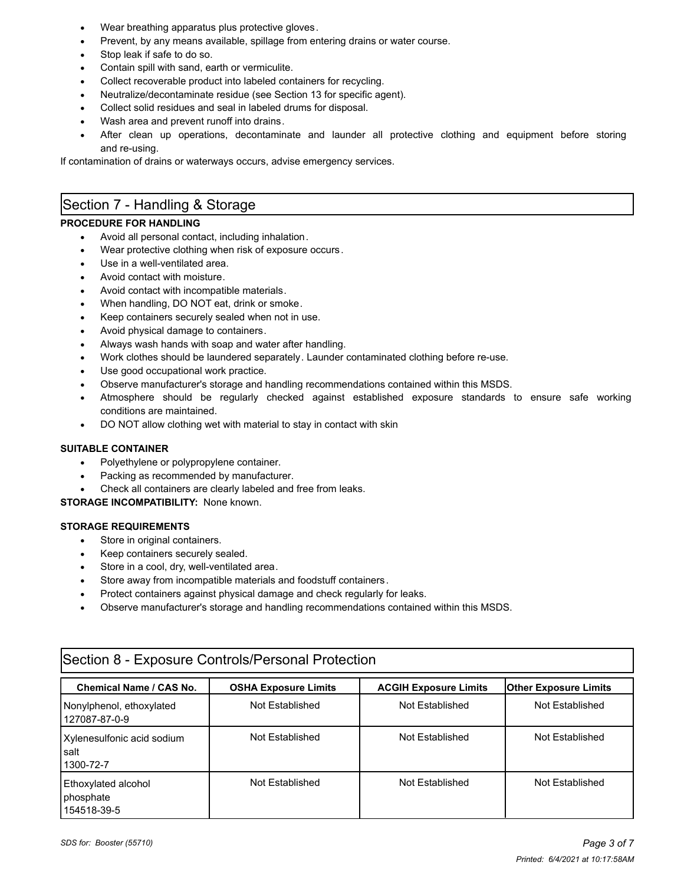- Wear breathing apparatus plus protective gloves.
- Prevent, by any means available, spillage from entering drains or water course.
- Stop leak if safe to do so.
- Contain spill with sand, earth or vermiculite.
- Collect recoverable product into labeled containers for recycling.
- Neutralize/decontaminate residue (see Section 13 for specific agent).
- Collect solid residues and seal in labeled drums for disposal.
- Wash area and prevent runoff into drains.
- After clean up operations, decontaminate and launder all protective clothing and equipment before storing and re-using.

If contamination of drains or waterways occurs, advise emergency services.

## Section 7 - Handling & Storage

**PROCEDURE FOR HANDLING**

- Avoid all personal contact, including inhalation.
- Wear protective clothing when risk of exposure occurs.
- Use in a well-ventilated area.
- Avoid contact with moisture.
- Avoid contact with incompatible materials.
- When handling, DO NOT eat, drink or smoke.
- Keep containers securely sealed when not in use.
- Avoid physical damage to containers.
- Always wash hands with soap and water after handling.
- Work clothes should be laundered separately. Launder contaminated clothing before re-use.
- Use good occupational work practice.
- Observe manufacturer's storage and handling recommendations contained within this MSDS.
- Atmosphere should be regularly checked against established exposure standards to ensure safe working conditions are maintained.
- DO NOT allow clothing wet with material to stay in contact with skin

**SUITABLE CONTAINER**

- Polyethylene or polypropylene container.
- Packing as recommended by manufacturer.
- Check all containers are clearly labeled and free from leaks.

**STORAGE INCOMPATIBILITY:** None known.

**STORAGE REQUIREMENTS**

- Store in original containers.
- Keep containers securely sealed.
- Store in a cool, dry, well-ventilated area.
- Store away from incompatible materials and foodstuff containers.
- Protect containers against physical damage and check regularly for leaks.
- Observe manufacturer's storage and handling recommendations contained within this MSDS.

## Section 8 - Exposure Controls/Personal Protection

| Chemical Name / CAS No. | OSHA Exposure Limits | ACGIH Exposure Limits | Other Exposure Limits |
|---|---|---|---|
| Nonylphenol, ethoxylated 127087-87-0-9 | Not Established | Not Established | Not Established |
| Xylenesulfonic acid sodium salt 1300-72-7 | Not Established | Not Established | Not Established |
| Ethoxylated alcohol phosphate 154518-39-5 | Not Established | Not Established | Not Established |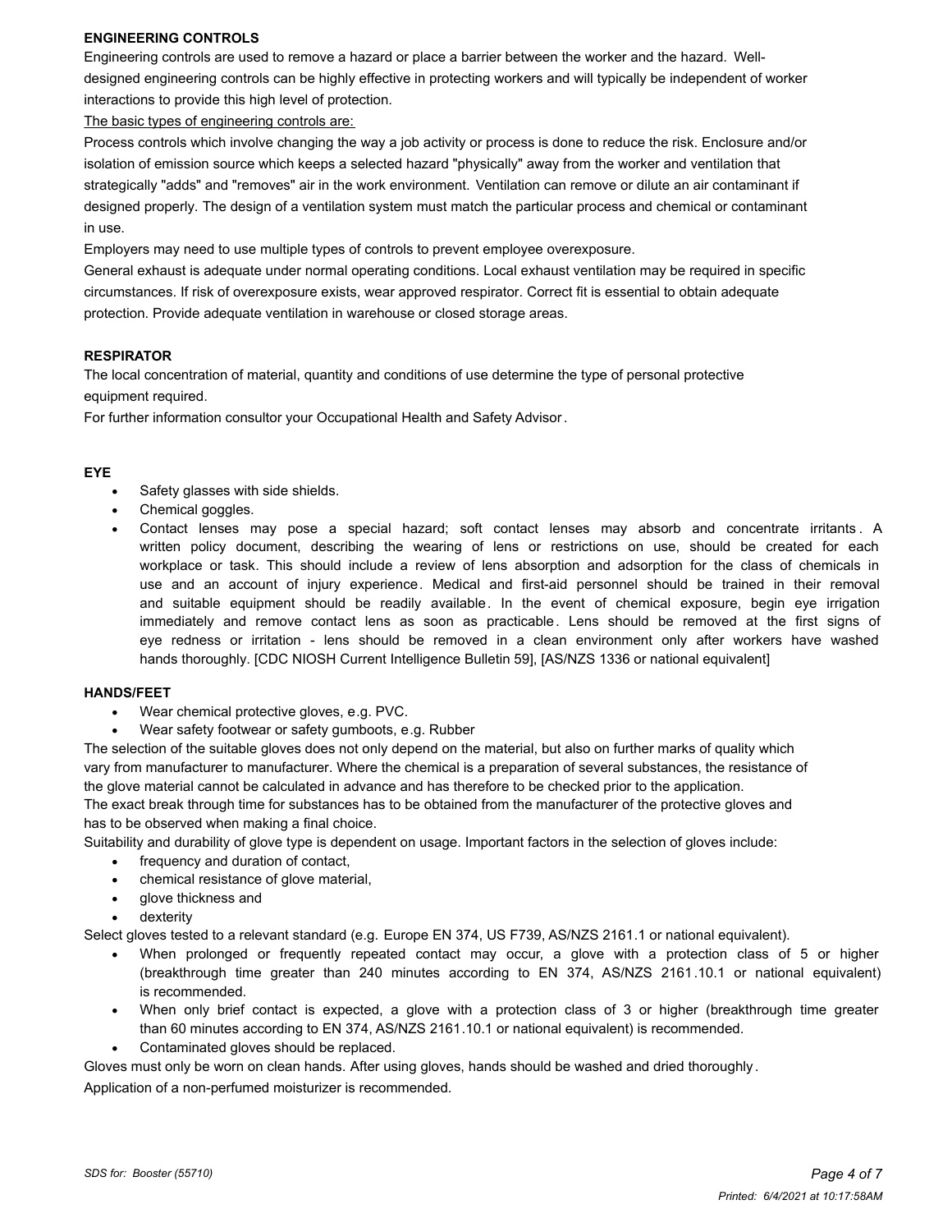**ENGINEERING CONTROLS**

Engineering controls are used to remove a hazard or place a barrier between the worker and the hazard. Well-designed engineering controls can be highly effective in protecting workers and will typically be independent of worker interactions to provide this high level of protection.

The basic types of engineering controls are:

Process controls which involve changing the way a job activity or process is done to reduce the risk. Enclosure and/or isolation of emission source which keeps a selected hazard "physically" away from the worker and ventilation that strategically "adds" and "removes" air in the work environment. Ventilation can remove or dilute an air contaminant if designed properly. The design of a ventilation system must match the particular process and chemical or contaminant in use.

Employers may need to use multiple types of controls to prevent employee overexposure.

General exhaust is adequate under normal operating conditions. Local exhaust ventilation may be required in specific circumstances. If risk of overexposure exists, wear approved respirator. Correct fit is essential to obtain adequate protection. Provide adequate ventilation in warehouse or closed storage areas.

**RESPIRATOR**

The local concentration of material, quantity and conditions of use determine the type of personal protective equipment required.

For further information consultor your Occupational Health and Safety Advisor.

**EYE**

- Safety glasses with side shields.
- Chemical goggles.
- Contact lenses may pose a special hazard; soft contact lenses may absorb and concentrate irritants. A written policy document, describing the wearing of lens or restrictions on use, should be created for each workplace or task. This should include a review of lens absorption and adsorption for the class of chemicals in use and an account of injury experience. Medical and first-aid personnel should be trained in their removal and suitable equipment should be readily available. In the event of chemical exposure, begin eye irrigation immediately and remove contact lens as soon as practicable. Lens should be removed at the first signs of eye redness or irritation - lens should be removed in a clean environment only after workers have washed hands thoroughly. [CDC NIOSH Current Intelligence Bulletin 59], [AS/NZS 1336 or national equivalent]

**HANDS/FEET**

- Wear chemical protective gloves, e.g. PVC.
- Wear safety footwear or safety gumboots, e.g. Rubber

The selection of the suitable gloves does not only depend on the material, but also on further marks of quality which vary from manufacturer to manufacturer. Where the chemical is a preparation of several substances, the resistance of the glove material cannot be calculated in advance and has therefore to be checked prior to the application.

The exact break through time for substances has to be obtained from the manufacturer of the protective gloves and has to be observed when making a final choice.

Suitability and durability of glove type is dependent on usage. Important factors in the selection of gloves include:

- frequency and duration of contact,
- chemical resistance of glove material,
- glove thickness and
- dexterity

Select gloves tested to a relevant standard (e.g. Europe EN 374, US F739, AS/NZS 2161.1 or national equivalent).

- When prolonged or frequently repeated contact may occur, a glove with a protection class of 5 or higher (breakthrough time greater than 240 minutes according to EN 374, AS/NZS 2161.10.1 or national equivalent) is recommended.
- When only brief contact is expected, a glove with a protection class of 3 or higher (breakthrough time greater than 60 minutes according to EN 374, AS/NZS 2161.10.1 or national equivalent) is recommended.
- Contaminated gloves should be replaced.

Gloves must only be worn on clean hands. After using gloves, hands should be washed and dried thoroughly.

Application of a non-perfumed moisturizer is recommended.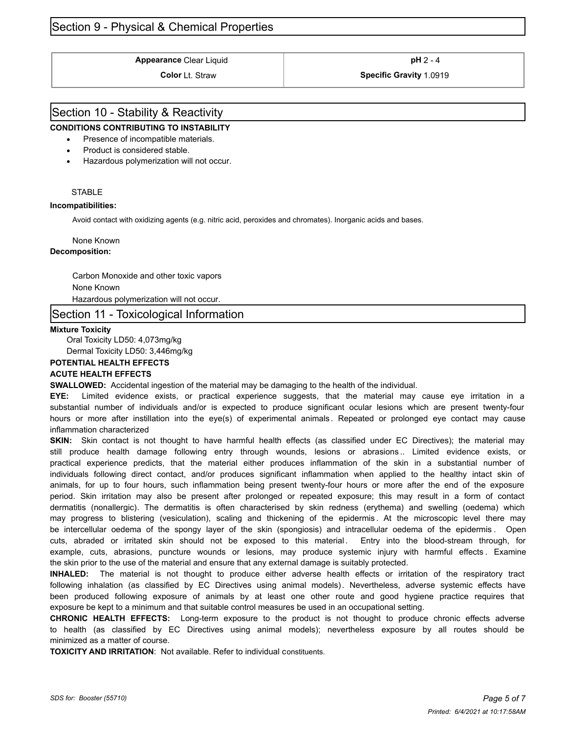## Section 9 - Physical & Chemical Properties

| | |
|---|---|
| **Appearance** Clear Liquid | **pH** 2 - 4 |
| **Color** Lt. Straw | **Specific Gravity** 1.0919 |

## Section 10 - Stability & Reactivity

**CONDITIONS CONTRIBUTING TO INSTABILITY**

- Presence of incompatible materials.
- Product is considered stable.
- Hazardous polymerization will not occur.

STABLE

**Incompatibilities:**

Avoid contact with oxidizing agents (e.g. nitric acid, peroxides and chromates). Inorganic acids and bases.

None Known

**Decomposition:**

Carbon Monoxide and other toxic vapors

None Known

Hazardous polymerization will not occur.

## Section 11 - Toxicological Information

**Mixture Toxicity**

Oral Toxicity LD50: 4,073mg/kg

Dermal Toxicity LD50: 3,446mg/kg

**POTENTIAL HEALTH EFFECTS**

**ACUTE HEALTH EFFECTS**

**SWALLOWED:** Accidental ingestion of the material may be damaging to the health of the individual.

**EYE:** Limited evidence exists, or practical experience suggests, that the material may cause eye irritation in a substantial number of individuals and/or is expected to produce significant ocular lesions which are present twenty-four hours or more after instillation into the eye(s) of experimental animals. Repeated or prolonged eye contact may cause inflammation characterized

**SKIN:** Skin contact is not thought to have harmful health effects (as classified under EC Directives); the material may still produce health damage following entry through wounds, lesions or abrasions.. Limited evidence exists, or practical experience predicts, that the material either produces inflammation of the skin in a substantial number of individuals following direct contact, and/or produces significant inflammation when applied to the healthy intact skin of animals, for up to four hours, such inflammation being present twenty-four hours or more after the end of the exposure period. Skin irritation may also be present after prolonged or repeated exposure; this may result in a form of contact dermatitis (nonallergic). The dermatitis is often characterised by skin redness (erythema) and swelling (oedema) which may progress to blistering (vesiculation), scaling and thickening of the epidermis. At the microscopic level there may be intercellular oedema of the spongy layer of the skin (spongiosis) and intracellular oedema of the epidermis. Open cuts, abraded or irritated skin should not be exposed to this material. Entry into the blood-stream through, for example, cuts, abrasions, puncture wounds or lesions, may produce systemic injury with harmful effects. Examine the skin prior to the use of the material and ensure that any external damage is suitably protected.

**INHALED:** The material is not thought to produce either adverse health effects or irritation of the respiratory tract following inhalation (as classified by EC Directives using animal models). Nevertheless, adverse systemic effects have been produced following exposure of animals by at least one other route and good hygiene practice requires that exposure be kept to a minimum and that suitable control measures be used in an occupational setting.

**CHRONIC HEALTH EFFECTS:** Long-term exposure to the product is not thought to produce chronic effects adverse to health (as classified by EC Directives using animal models); nevertheless exposure by all routes should be minimized as a matter of course.

**TOXICITY AND IRRITATION**: Not available. Refer to individual constituents.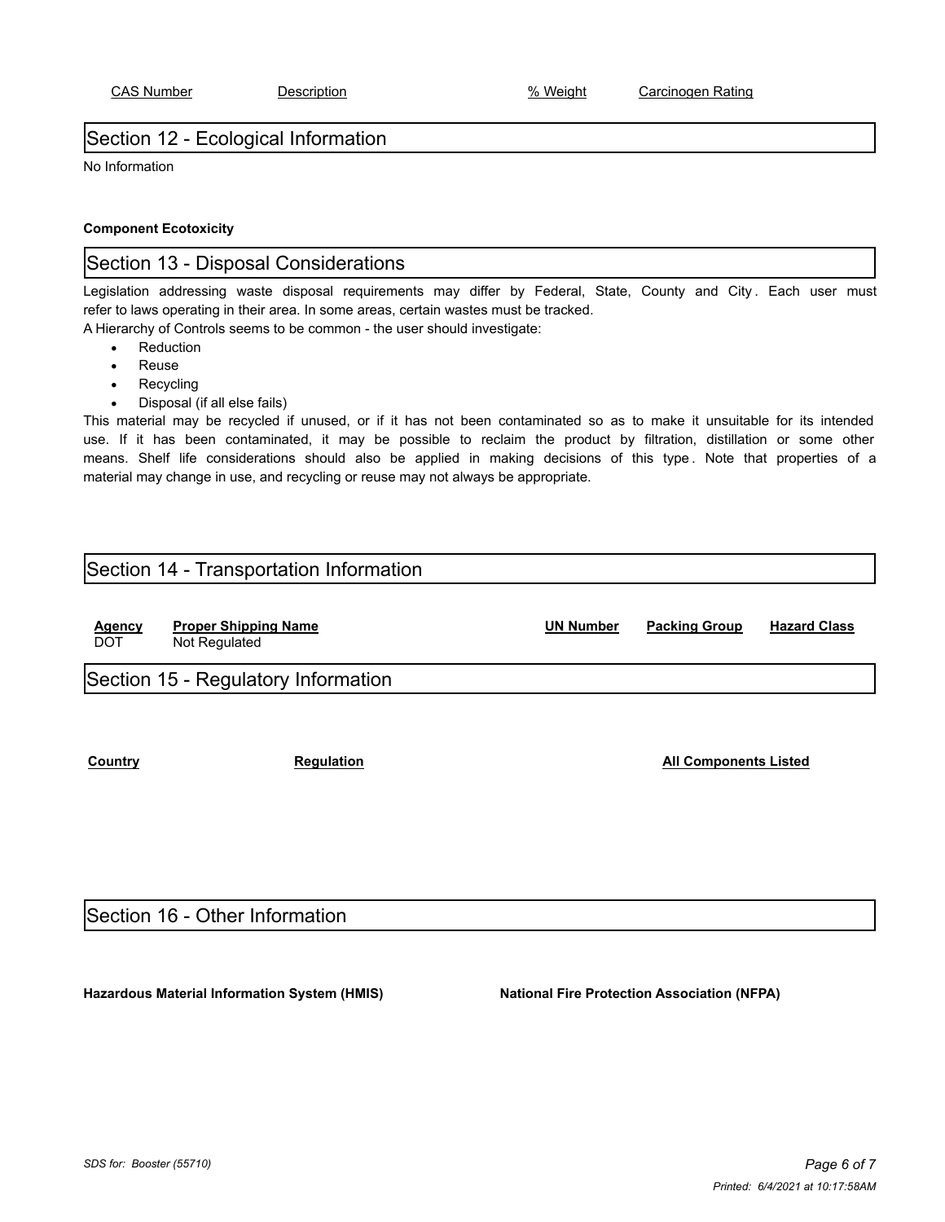| CAS Number | Description | % Weight | Carcinogen Rating |
|---|---|---|---|

## Section 12 - Ecological Information

No Information

**Component Ecotoxicity**

## Section 13 - Disposal Considerations

Legislation addressing waste disposal requirements may differ by Federal, State, County and City. Each user must refer to laws operating in their area. In some areas, certain wastes must be tracked.

A Hierarchy of Controls seems to be common - the user should investigate:

- Reduction
- Reuse
- Recycling
- Disposal (if all else fails)

This material may be recycled if unused, or if it has not been contaminated so as to make it unsuitable for its intended use. If it has been contaminated, it may be possible to reclaim the product by filtration, distillation or some other means. Shelf life considerations should also be applied in making decisions of this type. Note that properties of a material may change in use, and recycling or reuse may not always be appropriate.

## Section 14 - Transportation Information

| Agency | Proper Shipping Name | UN Number | Packing Group | Hazard Class |
|---|---|---|---|---|
| DOT | Not Regulated | | | |

## Section 15 - Regulatory Information

| Country | Regulation | All Components Listed |
|---|---|---|

## Section 16 - Other Information

**Hazardous Material Information System (HMIS)**

**National Fire Protection Association (NFPA)**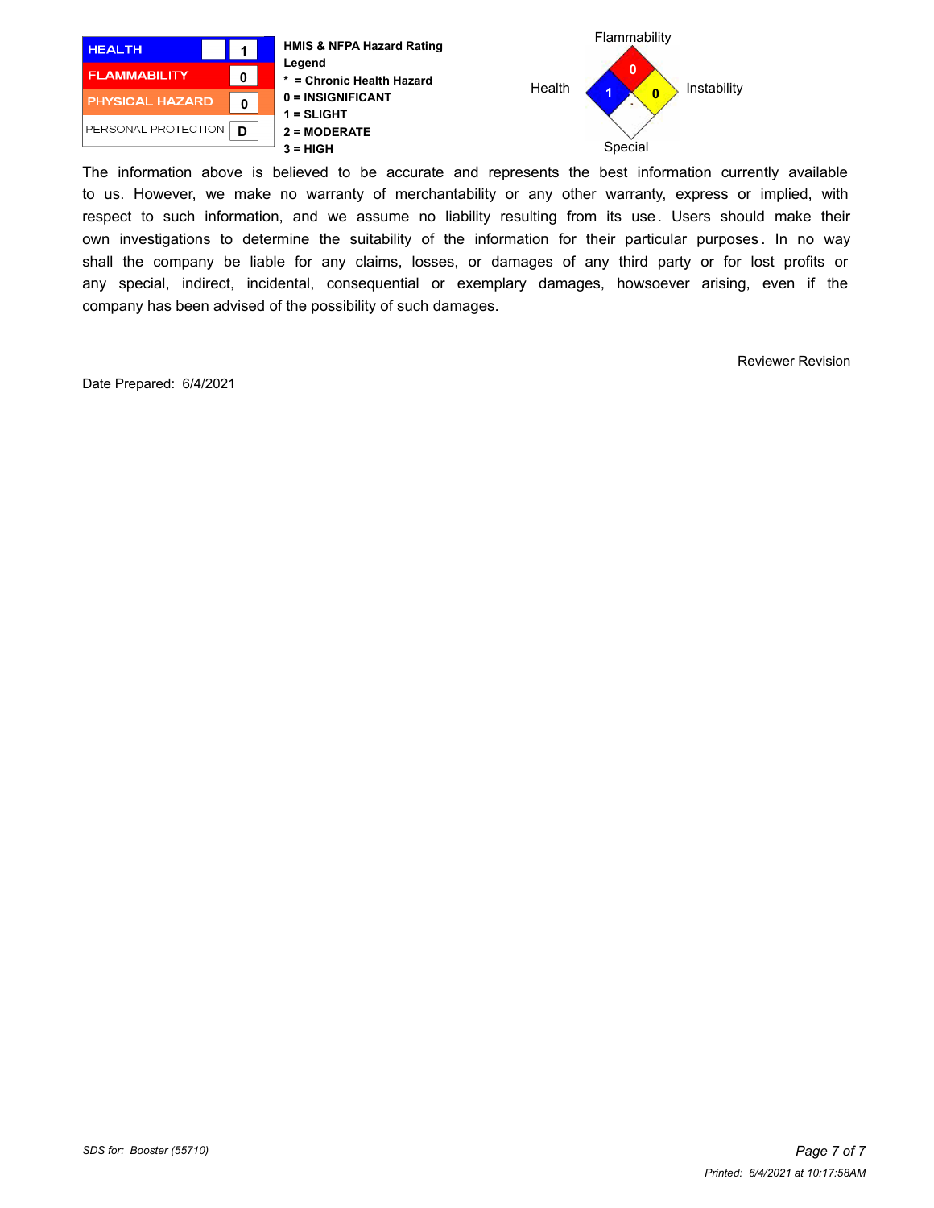| | | |
|---|---|---|
| HEALTH | | 1 |
| FLAMMABILITY | | 0 |
| PHYSICAL HAZARD | | 0 |
| PERSONAL PROTECTION | | D |

**HMIS & NFPA Hazard Rating Legend**
**\* = Chronic Health Hazard**
**0 = INSIGNIFICANT**
**1 = SLIGHT**
**2 = MODERATE**
**3 = HIGH**

Flammability
0
Health
1
Instability
0
Special

The information above is believed to be accurate and represents the best information currently available to us. However, we make no warranty of merchantability or any other warranty, express or implied, with respect to such information, and we assume no liability resulting from its use. Users should make their own investigations to determine the suitability of the information for their particular purposes. In no way shall the company be liable for any claims, losses, or damages of any third party or for lost profits or any special, indirect, incidental, consequential or exemplary damages, howsoever arising, even if the company has been advised of the possibility of such damages.

Reviewer Revision

Date Prepared: 6/4/2021

*SDS for: Booster (55710)*

*Printed: 6/4/2021 at 10:17:58AM*